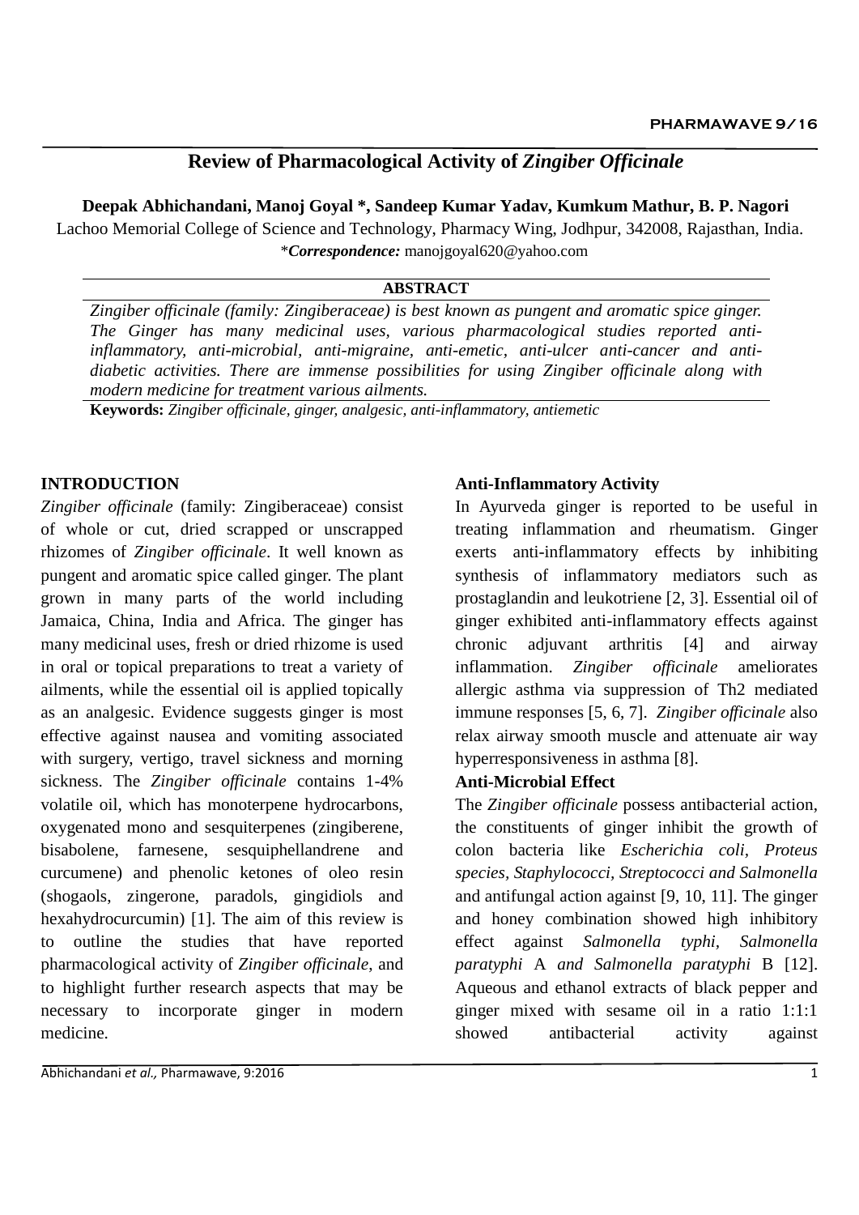# Review of Pharmacological Activity of *Zingiber Officinale*

**Deepak Abhichandani, Manoj Goyal \*, Sandeep Kumar Yadav, Kumkum Mathur, B. P. Nagori**

Lachoo Memorial College of Science and Technology, Pharmacy Wing, Jodhpur, 342008, Rajasthan, India.

\****Correspondence:*** manojgoyal620@yahoo.com

**ABSTRACT**

*Zingiber officinale (family: Zingiberaceae) is best known as pungent and aromatic spice ginger. The Ginger has many medicinal uses, various pharmacological studies reported anti-inflammatory, anti-microbial, anti-migraine, anti-emetic, anti-ulcer anti-cancer and anti-diabetic activities. There are immense possibilities for using Zingiber officinale along with modern medicine for treatment various ailments.*

**Keywords:** *Zingiber officinale, ginger, analgesic, anti-inflammatory, antiemetic*

## INTRODUCTION

*Zingiber officinale* (family: Zingiberaceae) consist of whole or cut, dried scrapped or unscrapped rhizomes of *Zingiber officinale*. It well known as pungent and aromatic spice called ginger. The plant grown in many parts of the world including Jamaica, China, India and Africa. The ginger has many medicinal uses, fresh or dried rhizome is used in oral or topical preparations to treat a variety of ailments, while the essential oil is applied topically as an analgesic. Evidence suggests ginger is most effective against nausea and vomiting associated with surgery, vertigo, travel sickness and morning sickness. The *Zingiber officinale* contains 1-4% volatile oil, which has monoterpene hydrocarbons, oxygenated mono and sesquiterpenes (zingiberene, bisabolene, farnesene, sesquiphellandrene and curcumene) and phenolic ketones of oleo resin (shogaols, zingerone, paradols, gingidiols and hexahydrocurcumin) [1]. The aim of this review is to outline the studies that have reported pharmacological activity of *Zingiber officinale*, and to highlight further research aspects that may be necessary to incorporate ginger in modern medicine.

### Anti-Inflammatory Activity

In Ayurveda ginger is reported to be useful in treating inflammation and rheumatism. Ginger exerts anti-inflammatory effects by inhibiting synthesis of inflammatory mediators such as prostaglandin and leukotriene [2, 3]. Essential oil of ginger exhibited anti-inflammatory effects against chronic adjuvant arthritis [4] and airway inflammation. *Zingiber officinale* ameliorates allergic asthma via suppression of Th2 mediated immune responses [5, 6, 7]. *Zingiber officinale* also relax airway smooth muscle and attenuate air way hyperresponsiveness in asthma [8].

### Anti-Microbial Effect

The *Zingiber officinale* possess antibacterial action, the constituents of ginger inhibit the growth of colon bacteria like *Escherichia coli, Proteus species, Staphylococci, Streptococci and Salmonella* and antifungal action against [9, 10, 11]. The ginger and honey combination showed high inhibitory effect against *Salmonella typhi, Salmonella paratyphi* A *and Salmonella paratyphi* B [12]. Aqueous and ethanol extracts of black pepper and ginger mixed with sesame oil in a ratio 1:1:1 showed antibacterial activity against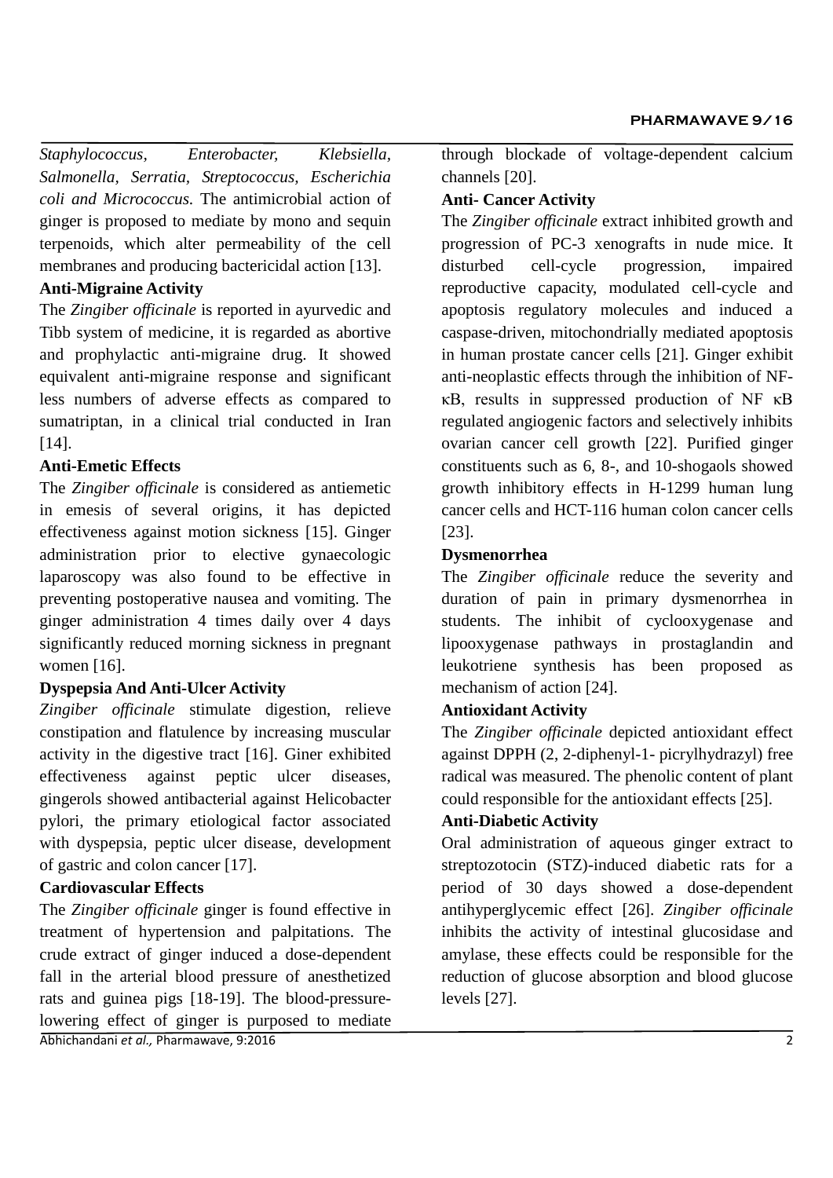*Staphylococcus, Enterobacter, Klebsiella, Salmonella, Serratia, Streptococcus, Escherichia coli and Micrococcus.* The antimicrobial action of ginger is proposed to mediate by mono and sequin terpenoids, which alter permeability of the cell membranes and producing bactericidal action [13].

### Anti-Migraine Activity

The *Zingiber officinale* is reported in ayurvedic and Tibb system of medicine, it is regarded as abortive and prophylactic anti-migraine drug. It showed equivalent anti-migraine response and significant less numbers of adverse effects as compared to sumatriptan, in a clinical trial conducted in Iran [14].

### Anti-Emetic Effects

The *Zingiber officinale* is considered as antiemetic in emesis of several origins, it has depicted effectiveness against motion sickness [15]. Ginger administration prior to elective gynaecologic laparoscopy was also found to be effective in preventing postoperative nausea and vomiting. The ginger administration 4 times daily over 4 days significantly reduced morning sickness in pregnant women [16].

### Dyspepsia And Anti-Ulcer Activity

*Zingiber officinale* stimulate digestion, relieve constipation and flatulence by increasing muscular activity in the digestive tract [16]. Giner exhibited effectiveness against peptic ulcer diseases, gingerols showed antibacterial against Helicobacter pylori, the primary etiological factor associated with dyspepsia, peptic ulcer disease, development of gastric and colon cancer [17].

### Cardiovascular Effects

The *Zingiber officinale* ginger is found effective in treatment of hypertension and palpitations. The crude extract of ginger induced a dose-dependent fall in the arterial blood pressure of anesthetized rats and guinea pigs [18-19]. The blood-pressure-lowering effect of ginger is purposed to mediate through blockade of voltage-dependent calcium channels [20].

### Anti- Cancer Activity

The *Zingiber officinale* extract inhibited growth and progression of PC-3 xenografts in nude mice. It disturbed cell-cycle progression, impaired reproductive capacity, modulated cell-cycle and apoptosis regulatory molecules and induced a caspase-driven, mitochondrially mediated apoptosis in human prostate cancer cells [21]. Ginger exhibit anti-neoplastic effects through the inhibition of NF-κB, results in suppressed production of NF κB regulated angiogenic factors and selectively inhibits ovarian cancer cell growth [22]. Purified ginger constituents such as 6, 8-, and 10-shogaols showed growth inhibitory effects in H-1299 human lung cancer cells and HCT-116 human colon cancer cells [23].

### Dysmenorrhea

The *Zingiber officinale* reduce the severity and duration of pain in primary dysmenorrhea in students. The inhibit of cyclooxygenase and lipooxygenase pathways in prostaglandin and leukotriene synthesis has been proposed as mechanism of action [24].

### Antioxidant Activity

The *Zingiber officinale* depicted antioxidant effect against DPPH (2, 2-diphenyl-1- picrylhydrazyl) free radical was measured. The phenolic content of plant could responsible for the antioxidant effects [25].

### Anti-Diabetic Activity

Oral administration of aqueous ginger extract to streptozotocin (STZ)-induced diabetic rats for a period of 30 days showed a dose-dependent antihyperglycemic effect [26]. *Zingiber officinale* inhibits the activity of intestinal glucosidase and amylase, these effects could be responsible for the reduction of glucose absorption and blood glucose levels [27].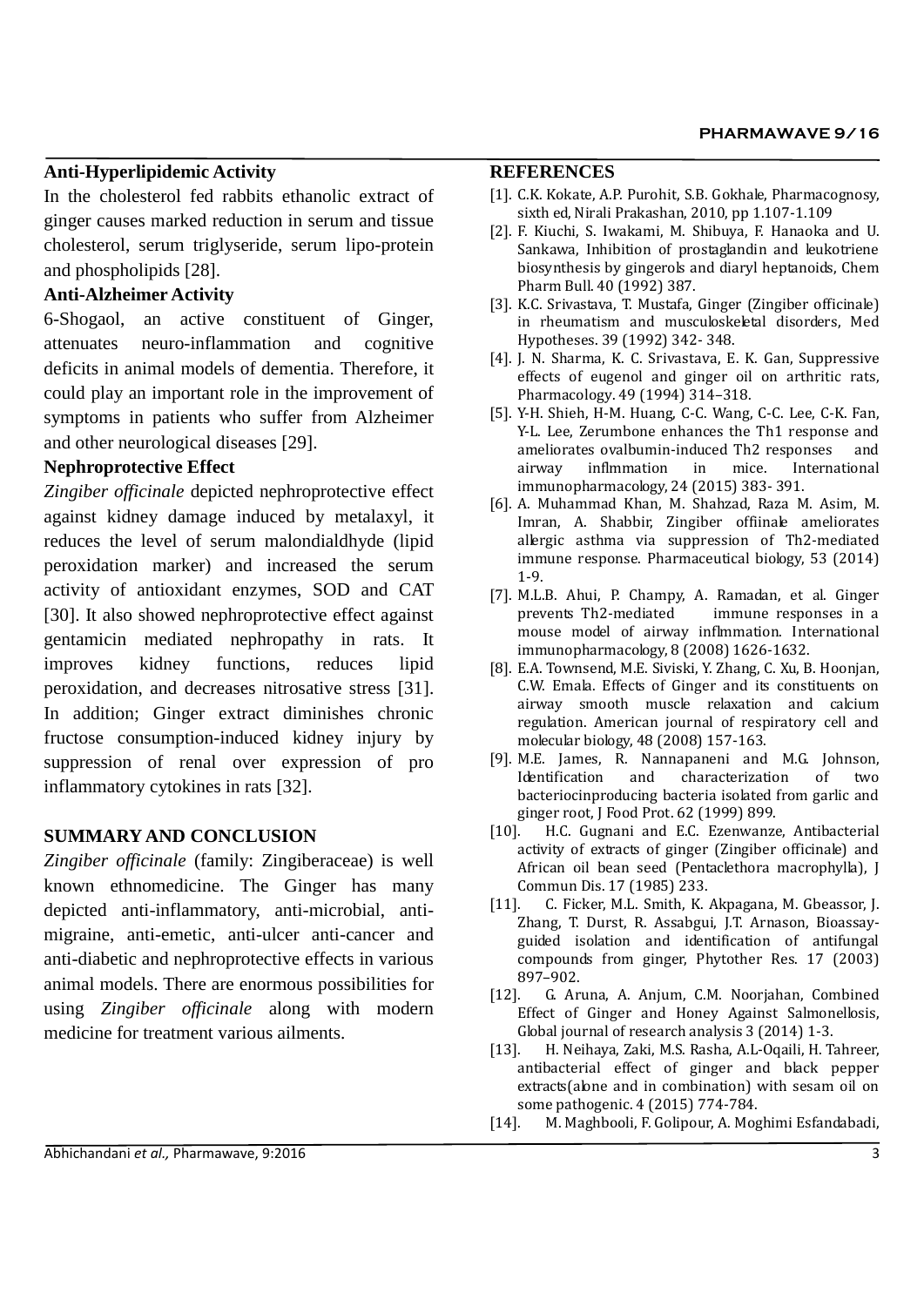### Anti-Hyperlipidemic Activity

In the cholesterol fed rabbits ethanolic extract of ginger causes marked reduction in serum and tissue cholesterol, serum triglyseride, serum lipo-protein and phospholipids [28].

### Anti-Alzheimer Activity

6-Shogaol, an active constituent of Ginger, attenuates neuro-inflammation and cognitive deficits in animal models of dementia. Therefore, it could play an important role in the improvement of symptoms in patients who suffer from Alzheimer and other neurological diseases [29].

### Nephroprotective Effect

*Zingiber officinale* depicted nephroprotective effect against kidney damage induced by metalaxyl, it reduces the level of serum malondialdhyde (lipid peroxidation marker) and increased the serum activity of antioxidant enzymes, SOD and CAT [30]. It also showed nephroprotective effect against gentamicin mediated nephropathy in rats. It improves kidney functions, reduces lipid peroxidation, and decreases nitrosative stress [31]. In addition; Ginger extract diminishes chronic fructose consumption-induced kidney injury by suppression of renal over expression of pro inflammatory cytokines in rats [32].

## SUMMARY AND CONCLUSION

*Zingiber officinale* (family: Zingiberaceae) is well known ethnomedicine. The Ginger has many depicted anti-inflammatory, anti-microbial, anti-migraine, anti-emetic, anti-ulcer anti-cancer and anti-diabetic and nephroprotective effects in various animal models. There are enormous possibilities for using *Zingiber officinale* along with modern medicine for treatment various ailments.

## REFERENCES

[1]. C.K. Kokate, A.P. Purohit, S.B. Gokhale, Pharmacognosy, sixth ed, Nirali Prakashan, 2010, pp 1.107-1.109

[2]. F. Kiuchi, S. Iwakami, M. Shibuya, F. Hanaoka and U. Sankawa, Inhibition of prostaglandin and leukotriene biosynthesis by gingerols and diaryl heptanoids, Chem Pharm Bull. 40 (1992) 387.

[3]. K.C. Srivastava, T. Mustafa, Ginger (Zingiber officinale) in rheumatism and musculoskeletal disorders, Med Hypotheses. 39 (1992) 342- 348.

[4]. J. N. Sharma, K. C. Srivastava, E. K. Gan, Suppressive effects of eugenol and ginger oil on arthritic rats, Pharmacology. 49 (1994) 314–318.

[5]. Y-H. Shieh, H-M. Huang, C-C. Wang, C-C. Lee, C-K. Fan, Y-L. Lee, Zerumbone enhances the Th1 response and ameliorates ovalbumin-induced Th2 responses and airway inflmmation in mice. International immunopharmacology, 24 (2015) 383- 391.

[6]. A. Muhammad Khan, M. Shahzad, Raza M. Asim, M. Imran, A. Shabbir, Zingiber offiinale ameliorates allergic asthma via suppression of Th2-mediated immune response. Pharmaceutical biology, 53 (2014) 1-9.

[7]. M.L.B. Ahui, P. Champy, A. Ramadan, et al. Ginger prevents Th2-mediated immune responses in a mouse model of airway inflmmation. International immunopharmacology, 8 (2008) 1626-1632.

[8]. E.A. Townsend, M.E. Siviski, Y. Zhang, C. Xu, B. Hoonjan, C.W. Emala. Effects of Ginger and its constituents on airway smooth muscle relaxation and calcium regulation. American journal of respiratory cell and molecular biology, 48 (2008) 157-163.

[9]. M.E. James, R. Nannapaneni and M.G. Johnson, Identification and characterization of two bacteriocinproducing bacteria isolated from garlic and ginger root, J Food Prot. 62 (1999) 899.

[10]. H.C. Gugnani and E.C. Ezenwanze, Antibacterial activity of extracts of ginger (Zingiber officinale) and African oil bean seed (Pentaclethora macrophylla), J Commun Dis. 17 (1985) 233.

[11]. C. Ficker, M.L. Smith, K. Akpagana, M. Gbeassor, J. Zhang, T. Durst, R. Assabgui, J.T. Arnason, Bioassay-guided isolation and identification of antifungal compounds from ginger, Phytother Res. 17 (2003) 897–902.

[12]. G. Aruna, A. Anjum, C.M. Noorjahan, Combined Effect of Ginger and Honey Against Salmonellosis, Global journal of research analysis 3 (2014) 1-3.

[13]. H. Neihaya, Zaki, M.S. Rasha, A.L-Oqaili, H. Tahreer, antibacterial effect of ginger and black pepper extracts(alone and in combination) with sesam oil on some pathogenic. 4 (2015) 774-784.

[14]. M. Maghbooli, F. Golipour, A. Moghimi Esfandabadi,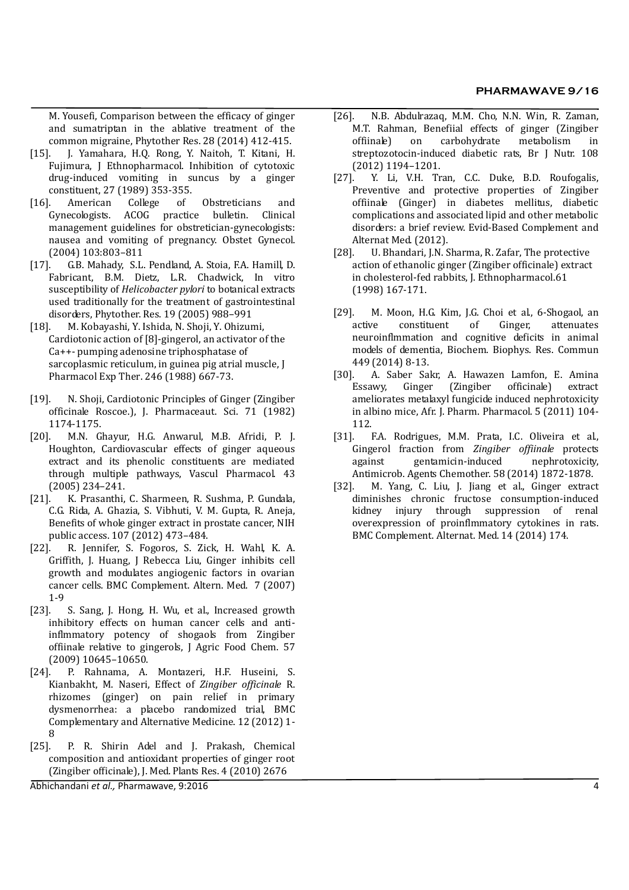M. Yousefi, Comparison between the efficacy of ginger and sumatriptan in the ablative treatment of the common migraine, Phytother Res. 28 (2014) 412-415.

[15]. J. Yamahara, H.Q. Rong, Y. Naitoh, T. Kitani, H. Fujimura, J Ethnopharmacol. Inhibition of cytotoxic drug-induced vomiting in suncus by a ginger constituent, 27 (1989) 353-355.

[16]. American College of Obstreticians and Gynecologists. ACOG practice bulletin. Clinical management guidelines for obstretician-gynecologists: nausea and vomiting of pregnancy. Obstet Gynecol. (2004) 103:803–811

[17]. G.B. Mahady, S.L. Pendland, A. Stoia, F.A. Hamill, D. Fabricant, B.M. Dietz, L.R. Chadwick, In vitro susceptibility of *Helicobacter pylori* to botanical extracts used traditionally for the treatment of gastrointestinal disorders, Phytother. Res. 19 (2005) 988–991

[18]. M. Kobayashi, Y. Ishida, N. Shoji, Y. Ohizumi, Cardiotonic action of [8]-gingerol, an activator of the Ca++- pumping adenosine triphosphatase of sarcoplasmic reticulum, in guinea pig atrial muscle, J Pharmacol Exp Ther. 246 (1988) 667-73.

[19]. N. Shoji, Cardiotonic Principles of Ginger (Zingiber officinale Roscoe.), J. Pharmaceaut. Sci. 71 (1982) 1174-1175.

[20]. M.N. Ghayur, H.G. Anwarul, M.B. Afridi, P. J. Houghton, Cardiovascular effects of ginger aqueous extract and its phenolic constituents are mediated through multiple pathways, Vascul Pharmacol. 43 (2005) 234–241.

[21]. K. Prasanthi, C. Sharmeen, R. Sushma, P. Gundala, C.G. Rida, A. Ghazia, S. Vibhuti, V. M. Gupta, R. Aneja, Benefits of whole ginger extract in prostate cancer, NIH public access. 107 (2012) 473–484.

[22]. R. Jennifer, S. Fogoros, S. Zick, H. Wahl, K. A. Griffith, J. Huang, J Rebecca Liu, Ginger inhibits cell growth and modulates angiogenic factors in ovarian cancer cells. BMC Complement. Altern. Med. 7 (2007) 1-9

[23]. S. Sang, J. Hong, H. Wu, et al., Increased growth inhibitory effects on human cancer cells and anti-inflmmatory potency of shogaols from Zingiber offiinale relative to gingerols, J Agric Food Chem. 57 (2009) 10645–10650.

[24]. P. Rahnama, A. Montazeri, H.F. Huseini, S. Kianbakht, M. Naseri, Effect of *Zingiber officinale* R. rhizomes (ginger) on pain relief in primary dysmenorrhea: a placebo randomized trial, BMC Complementary and Alternative Medicine. 12 (2012) 1-8

[25]. P. R. Shirin Adel and J. Prakash, Chemical composition and antioxidant properties of ginger root (Zingiber officinale), J. Med. Plants Res. 4 (2010) 2676

[26]. N.B. Abdulrazaq, M.M. Cho, N.N. Win, R. Zaman, M.T. Rahman, Benefiial effects of ginger (Zingiber offiinale) on carbohydrate metabolism in streptozotocin-induced diabetic rats, Br J Nutr. 108 (2012) 1194–1201.

[27]. Y. Li, V.H. Tran, C.C. Duke, B.D. Roufogalis, Preventive and protective properties of Zingiber offiinale (Ginger) in diabetes mellitus, diabetic complications and associated lipid and other metabolic disorders: a brief review. Evid-Based Complement and Alternat Med. (2012).

[28]. U. Bhandari, J.N. Sharma, R. Zafar, The protective action of ethanolic ginger (Zingiber officinale) extract in cholesterol-fed rabbits, J. Ethnopharmacol.61 (1998) 167-171.

[29]. M. Moon, H.G. Kim, J.G. Choi et al., 6-Shogaol, an active constituent of Ginger, attenuates neuroinflmmation and cognitive deficits in animal models of dementia, Biochem. Biophys. Res. Commun 449 (2014) 8-13.

[30]. A. Saber Sakr, A. Hawazen Lamfon, E. Amina Essawy, Ginger (Zingiber officinale) extract ameliorates metalaxyl fungicide induced nephrotoxicity in albino mice, Afr. J. Pharm. Pharmacol. 5 (2011) 104-112.

[31]. F.A. Rodrigues, M.M. Prata, I.C. Oliveira et al., Gingerol fraction from *Zingiber offiinale* protects against gentamicin-induced nephrotoxicity, Antimicrob. Agents Chemother. 58 (2014) 1872-1878.

[32]. M. Yang, C. Liu, J. Jiang et al., Ginger extract diminishes chronic fructose consumption-induced kidney injury through suppression of renal overexpression of proinflmmatory cytokines in rats. BMC Complement. Alternat. Med. 14 (2014) 174.